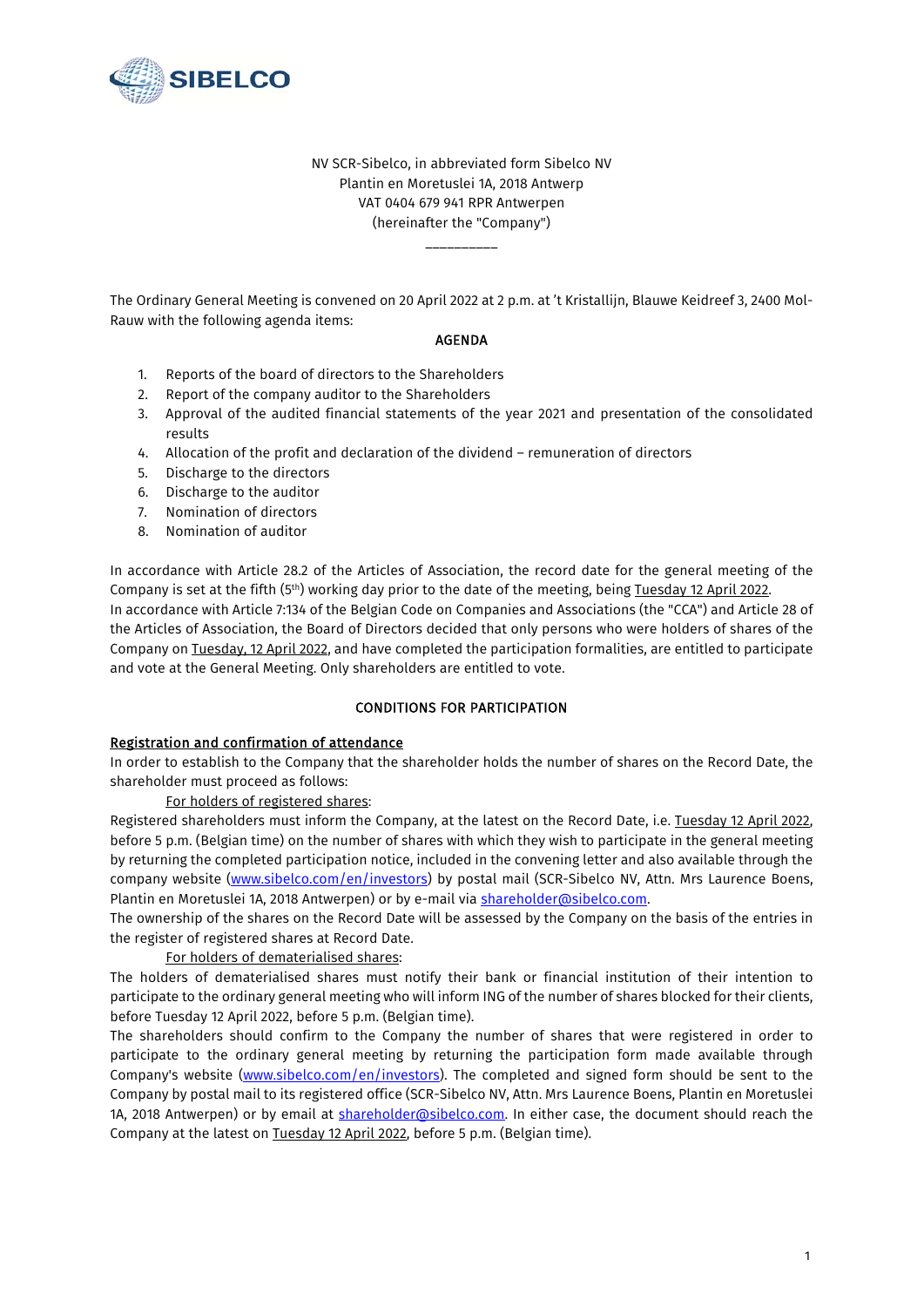NV SCR-Sibelco, in abbreviated form Sibelco NV
Plantin en Moretuslei 1A, 2018 Antwerp
VAT 0404 679 941 RPR Antwerpen
(hereinafter the "Company")

\_\_\_\_\_\_\_\_\_\_

The Ordinary General Meeting is convened on 20 April 2022 at 2 p.m. at 't Kristallijn, Blauwe Keidreef 3, 2400 Mol-Rauw with the following agenda items:

## AGENDA

1. Reports of the board of directors to the Shareholders
2. Report of the company auditor to the Shareholders
3. Approval of the audited financial statements of the year 2021 and presentation of the consolidated results
4. Allocation of the profit and declaration of the dividend – remuneration of directors
5. Discharge to the directors
6. Discharge to the auditor
7. Nomination of directors
8. Nomination of auditor

In accordance with Article 28.2 of the Articles of Association, the record date for the general meeting of the Company is set at the fifth (5th) working day prior to the date of the meeting, being Tuesday 12 April 2022.
In accordance with Article 7:134 of the Belgian Code on Companies and Associations (the "CCA") and Article 28 of the Articles of Association, the Board of Directors decided that only persons who were holders of shares of the Company on Tuesday, 12 April 2022, and have completed the participation formalities, are entitled to participate and vote at the General Meeting. Only shareholders are entitled to vote.

## CONDITIONS FOR PARTICIPATION

### Registration and confirmation of attendance

In order to establish to the Company that the shareholder holds the number of shares on the Record Date, the shareholder must proceed as follows:

For holders of registered shares:

Registered shareholders must inform the Company, at the latest on the Record Date, i.e. Tuesday 12 April 2022, before 5 p.m. (Belgian time) on the number of shares with which they wish to participate in the general meeting by returning the completed participation notice, included in the convening letter and also available through the company website (www.sibelco.com/en/investors) by postal mail (SCR-Sibelco NV, Attn. Mrs Laurence Boens, Plantin en Moretuslei 1A, 2018 Antwerpen) or by e-mail via shareholder@sibelco.com.
The ownership of the shares on the Record Date will be assessed by the Company on the basis of the entries in the register of registered shares at Record Date.

For holders of dematerialised shares:

The holders of dematerialised shares must notify their bank or financial institution of their intention to participate to the ordinary general meeting who will inform ING of the number of shares blocked for their clients, before Tuesday 12 April 2022, before 5 p.m. (Belgian time).
The shareholders should confirm to the Company the number of shares that were registered in order to participate to the ordinary general meeting by returning the participation form made available through Company's website (www.sibelco.com/en/investors). The completed and signed form should be sent to the Company by postal mail to its registered office (SCR-Sibelco NV, Attn. Mrs Laurence Boens, Plantin en Moretuslei 1A, 2018 Antwerpen) or by email at shareholder@sibelco.com. In either case, the document should reach the Company at the latest on Tuesday 12 April 2022, before 5 p.m. (Belgian time).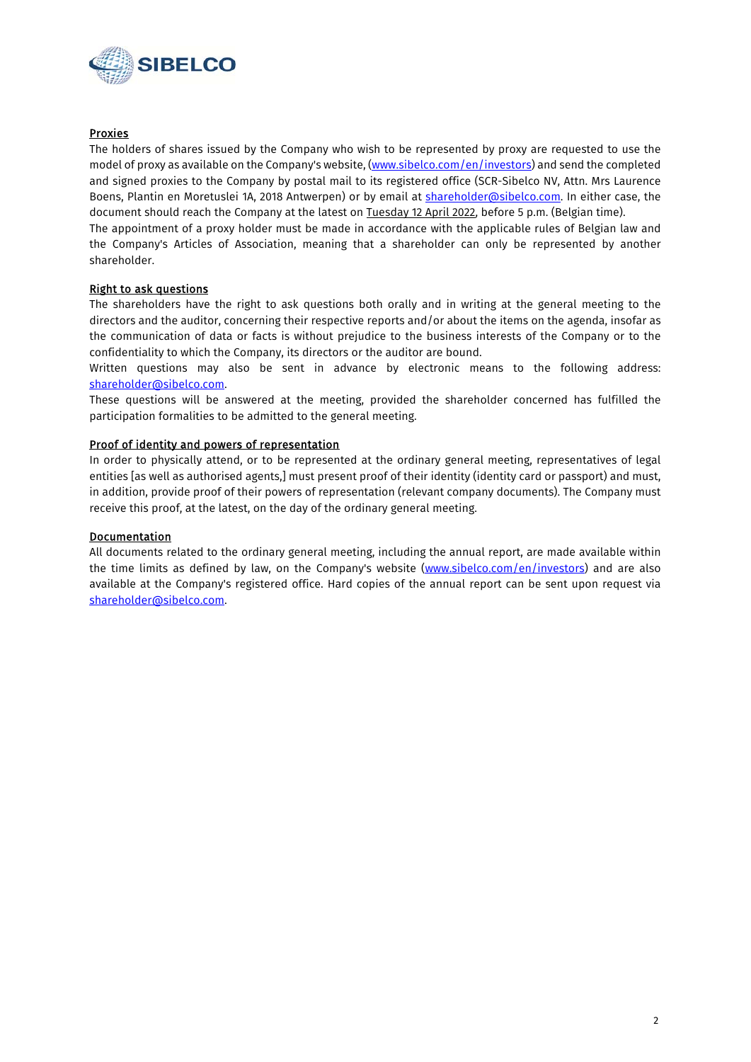**Proxies**

The holders of shares issued by the Company who wish to be represented by proxy are requested to use the model of proxy as available on the Company's website, (www.sibelco.com/en/investors) and send the completed and signed proxies to the Company by postal mail to its registered office (SCR-Sibelco NV, Attn. Mrs Laurence Boens, Plantin en Moretuslei 1A, 2018 Antwerpen) or by email at shareholder@sibelco.com. In either case, the document should reach the Company at the latest on Tuesday 12 April 2022, before 5 p.m. (Belgian time).

The appointment of a proxy holder must be made in accordance with the applicable rules of Belgian law and the Company's Articles of Association, meaning that a shareholder can only be represented by another shareholder.

**Right to ask questions**

The shareholders have the right to ask questions both orally and in writing at the general meeting to the directors and the auditor, concerning their respective reports and/or about the items on the agenda, insofar as the communication of data or facts is without prejudice to the business interests of the Company or to the confidentiality to which the Company, its directors or the auditor are bound.

Written questions may also be sent in advance by electronic means to the following address: shareholder@sibelco.com.

These questions will be answered at the meeting, provided the shareholder concerned has fulfilled the participation formalities to be admitted to the general meeting.

**Proof of identity and powers of representation**

In order to physically attend, or to be represented at the ordinary general meeting, representatives of legal entities [as well as authorised agents,] must present proof of their identity (identity card or passport) and must, in addition, provide proof of their powers of representation (relevant company documents). The Company must receive this proof, at the latest, on the day of the ordinary general meeting.

**Documentation**

All documents related to the ordinary general meeting, including the annual report, are made available within the time limits as defined by law, on the Company's website (www.sibelco.com/en/investors) and are also available at the Company's registered office. Hard copies of the annual report can be sent upon request via shareholder@sibelco.com.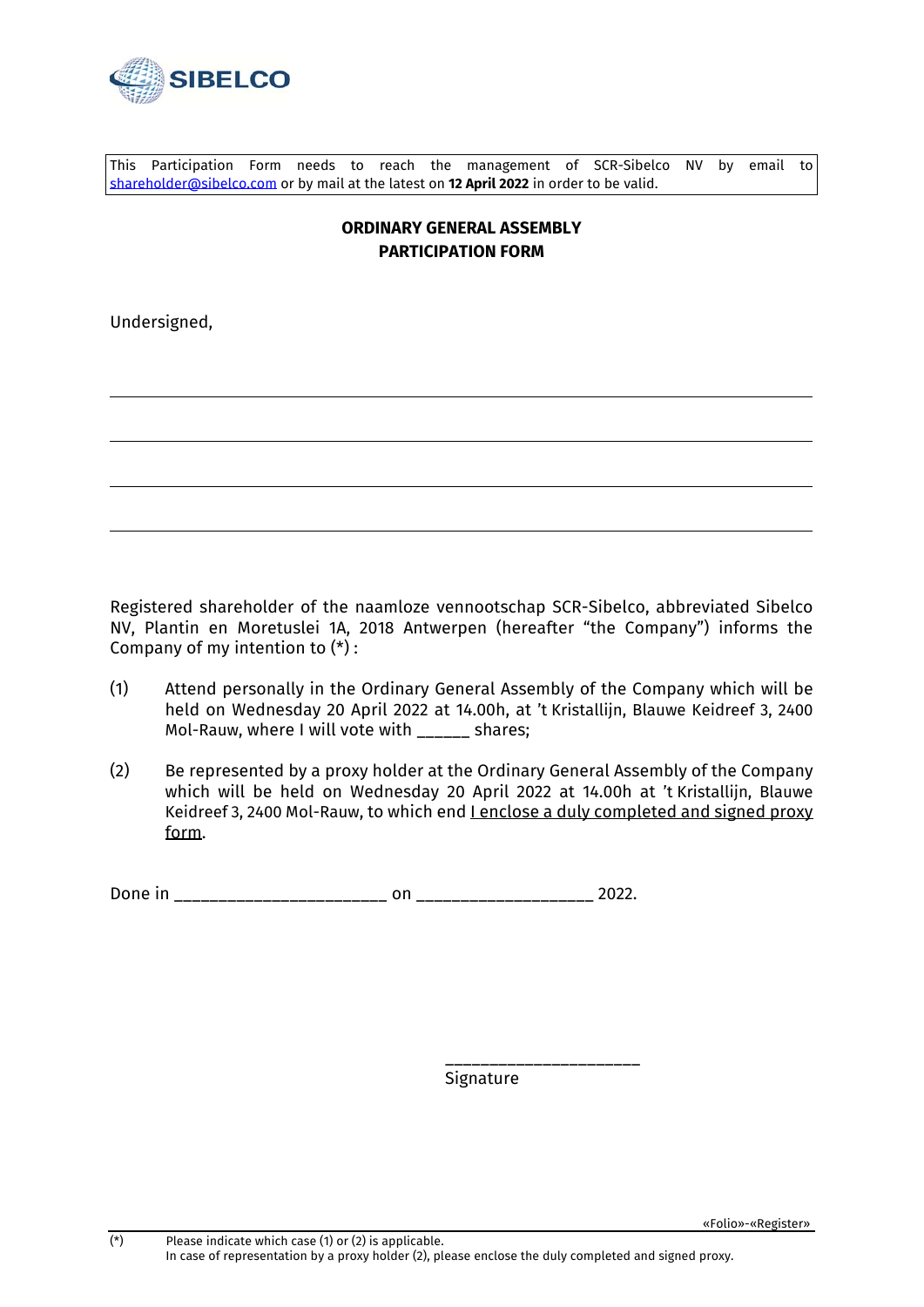This Participation Form needs to reach the management of SCR-Sibelco NV by email to shareholder@sibelco.com or by mail at the latest on **12 April 2022** in order to be valid.

**ORDINARY GENERAL ASSEMBLY**
**PARTICIPATION FORM**

Undersigned,

\_\_\_\_\_\_\_\_\_\_\_\_\_\_\_\_\_\_\_\_\_\_\_\_\_\_\_\_\_\_\_\_\_\_\_\_\_\_\_\_\_\_\_\_\_\_\_\_\_\_\_\_\_\_\_\_\_\_\_\_\_\_\_\_

\_\_\_\_\_\_\_\_\_\_\_\_\_\_\_\_\_\_\_\_\_\_\_\_\_\_\_\_\_\_\_\_\_\_\_\_\_\_\_\_\_\_\_\_\_\_\_\_\_\_\_\_\_\_\_\_\_\_\_\_\_\_\_\_

\_\_\_\_\_\_\_\_\_\_\_\_\_\_\_\_\_\_\_\_\_\_\_\_\_\_\_\_\_\_\_\_\_\_\_\_\_\_\_\_\_\_\_\_\_\_\_\_\_\_\_\_\_\_\_\_\_\_\_\_\_\_\_\_

\_\_\_\_\_\_\_\_\_\_\_\_\_\_\_\_\_\_\_\_\_\_\_\_\_\_\_\_\_\_\_\_\_\_\_\_\_\_\_\_\_\_\_\_\_\_\_\_\_\_\_\_\_\_\_\_\_\_\_\_\_\_\_\_

Registered shareholder of the naamloze vennootschap SCR-Sibelco, abbreviated Sibelco NV, Plantin en Moretuslei 1A, 2018 Antwerpen (hereafter "the Company") informs the Company of my intention to (*) :

(1) Attend personally in the Ordinary General Assembly of the Company which will be held on Wednesday 20 April 2022 at 14.00h, at 't Kristallijn, Blauwe Keidreef 3, 2400 Mol-Rauw, where I will vote with ______ shares;

(2) Be represented by a proxy holder at the Ordinary General Assembly of the Company which will be held on Wednesday 20 April 2022 at 14.00h at 't Kristallijn, Blauwe Keidreef 3, 2400 Mol-Rauw, to which end <u>I enclose a duly completed and signed proxy form</u>.

Done in _______________________ on __________________ 2022.

_____________________
Signature

«Folio»-«Register»

(*) Please indicate which case (1) or (2) is applicable.
In case of representation by a proxy holder (2), please enclose the duly completed and signed proxy.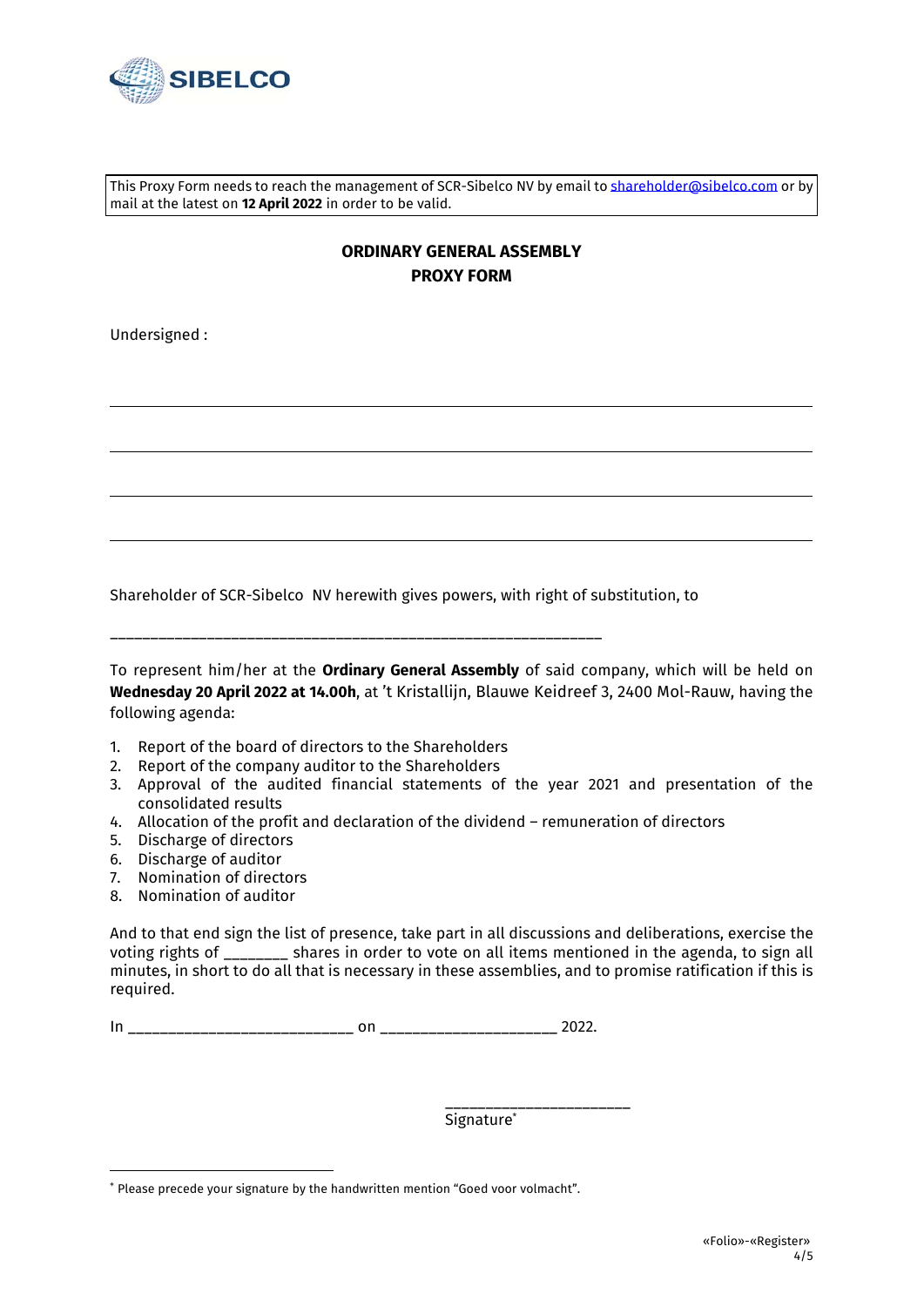This Proxy Form needs to reach the management of SCR-Sibelco NV by email to shareholder@sibelco.com or by mail at the latest on **12 April 2022** in order to be valid.

**ORDINARY GENERAL ASSEMBLY**
**PROXY FORM**

Undersigned :

_______________________________________________________________

_______________________________________________________________

_______________________________________________________________

_______________________________________________________________

Shareholder of SCR-Sibelco NV herewith gives powers, with right of substitution, to

_____________________________________________________________

To represent him/her at the **Ordinary General Assembly** of said company, which will be held on **Wednesday 20 April 2022 at 14.00h**, at 't Kristallijn, Blauwe Keidreef 3, 2400 Mol-Rauw, having the following agenda:

1. Report of the board of directors to the Shareholders
2. Report of the company auditor to the Shareholders
3. Approval of the audited financial statements of the year 2021 and presentation of the consolidated results
4. Allocation of the profit and declaration of the dividend – remuneration of directors
5. Discharge of directors
6. Discharge of auditor
7. Nomination of directors
8. Nomination of auditor

And to that end sign the list of presence, take part in all discussions and deliberations, exercise the voting rights of _______ shares in order to vote on all items mentioned in the agenda, to sign all minutes, in short to do all that is necessary in these assemblies, and to promise ratification if this is required.

In ___________________________ on ____________________ 2022.

______________________
Signature[*]

[*] Please precede your signature by the handwritten mention "Goed voor volmacht".

«Folio»-«Register»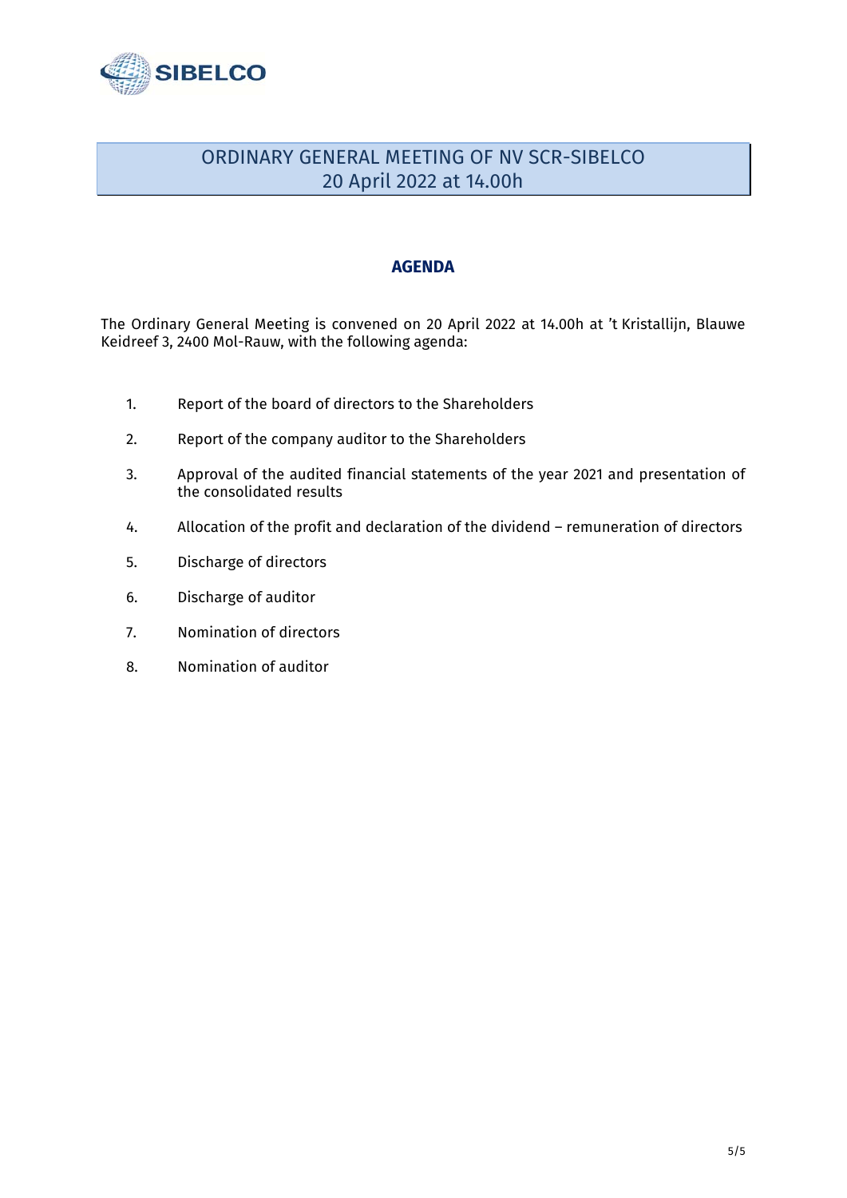# ORDINARY GENERAL MEETING OF NV SCR-SIBELCO
# 20 April 2022 at 14.00h

## AGENDA

The Ordinary General Meeting is convened on 20 April 2022 at 14.00h at 't Kristallijn, Blauwe Keidreef 3, 2400 Mol-Rauw, with the following agenda:

1. Report of the board of directors to the Shareholders
2. Report of the company auditor to the Shareholders
3. Approval of the audited financial statements of the year 2021 and presentation of the consolidated results
4. Allocation of the profit and declaration of the dividend – remuneration of directors
5. Discharge of directors
6. Discharge of auditor
7. Nomination of directors
8. Nomination of auditor